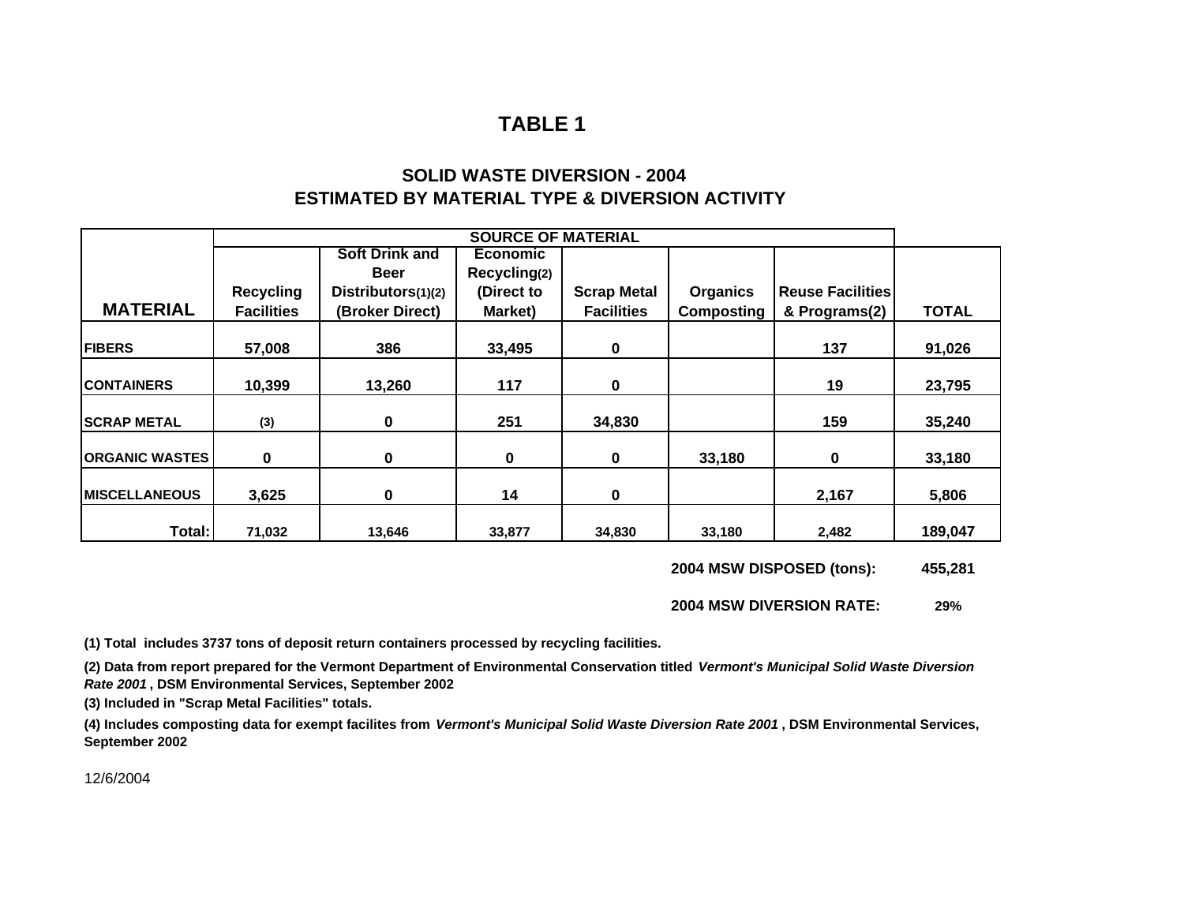# TABLE 1

## SOLID WASTE DIVERSION - 2004
## ESTIMATED BY MATERIAL TYPE & DIVERSION ACTIVITY

| MATERIAL | SOURCE OF MATERIAL | | | | | | |
|---|---|---|---|---|---|---|---|
| | Recycling Facilities | Soft Drink and Beer Distributors(1)(2) (Broker Direct) | Economic Recycling(2) (Direct to Market) | Scrap Metal Facilities | Organics Composting | Reuse Facilities & Programs(2) | TOTAL |
| FIBERS | 57,008 | 386 | 33,495 | 0 | | 137 | 91,026 |
| CONTAINERS | 10,399 | 13,260 | 117 | 0 | | 19 | 23,795 |
| SCRAP METAL | (3) | 0 | 251 | 34,830 | | 159 | 35,240 |
| ORGANIC WASTES | 0 | 0 | 0 | 0 | 33,180 | 0 | 33,180 |
| MISCELLANEOUS | 3,625 | 0 | 14 | 0 | | 2,167 | 5,806 |
| Total: | 71,032 | 13,646 | 33,877 | 34,830 | 33,180 | 2,482 | 189,047 |

**2004 MSW DISPOSED (tons):** 455,281

**2004 MSW DIVERSION RATE:** 29%

(1) Total includes 3737 tons of deposit return containers processed by recycling facilities.

(2) Data from report prepared for the Vermont Department of Environmental Conservation titled *Vermont's Municipal Solid Waste Diversion Rate 2001*, DSM Environmental Services, September 2002

(3) Included in "Scrap Metal Facilities" totals.

(4) Includes composting data for exempt facilites from *Vermont's Municipal Solid Waste Diversion Rate 2001*, DSM Environmental Services, September 2002

12/6/2004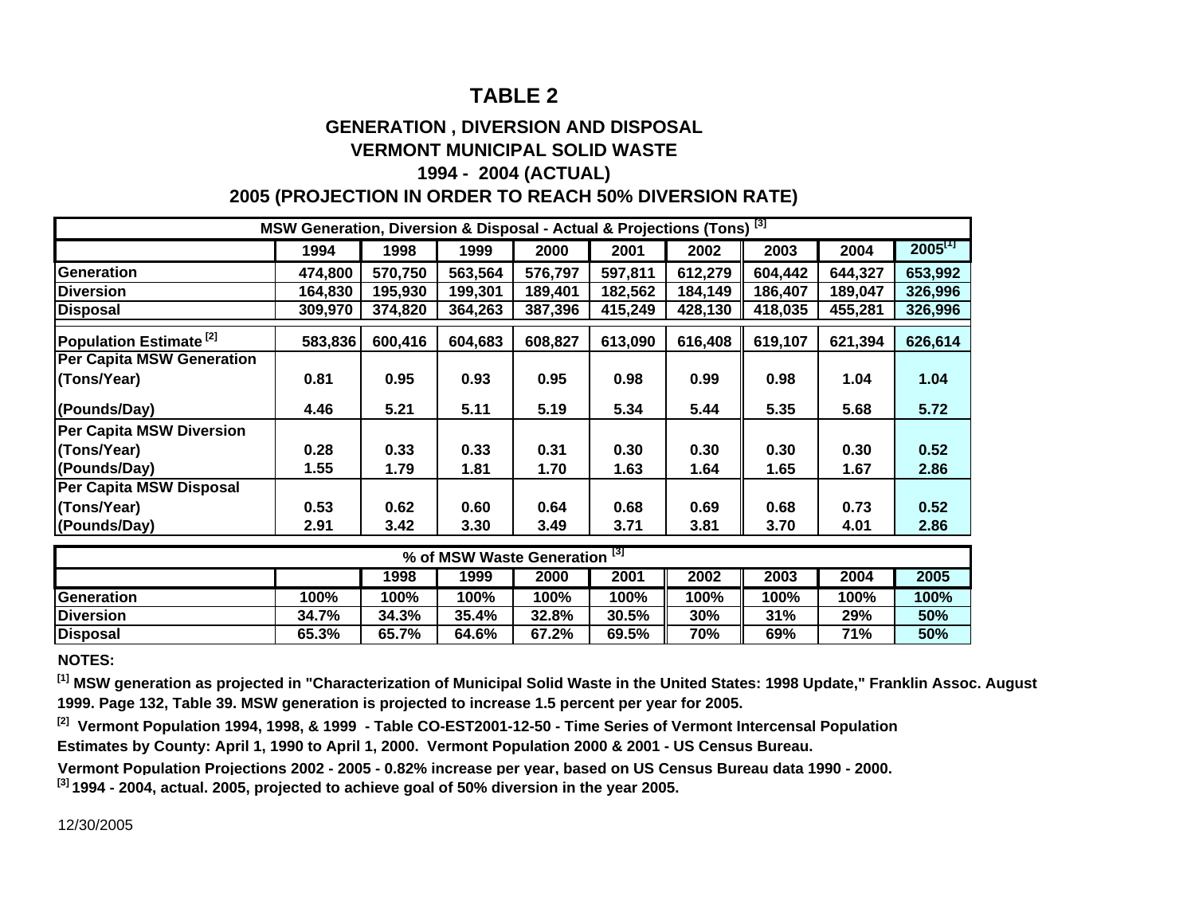# TABLE 2

## GENERATION , DIVERSION AND DISPOSAL
## VERMONT MUNICIPAL SOLID WASTE
## 1994 - 2004 (ACTUAL)
## 2005 (PROJECTION IN ORDER TO REACH 50% DIVERSION RATE)

| MSW Generation, Diversion & Disposal - Actual & Projections (Tons) [3] | | | | | | | | | |
|---|---|---|---|---|---|---|---|---|---|
| | 1994 | 1998 | 1999 | 2000 | 2001 | 2002 | 2003 | 2004 | 2005[1] |
| Generation | 474,800 | 570,750 | 563,564 | 576,797 | 597,811 | 612,279 | 604,442 | 644,327 | 653,992 |
| Diversion | 164,830 | 195,930 | 199,301 | 189,401 | 182,562 | 184,149 | 186,407 | 189,047 | 326,996 |
| Disposal | 309,970 | 374,820 | 364,263 | 387,396 | 415,249 | 428,130 | 418,035 | 455,281 | 326,996 |
| Population Estimate [2] | 583,836 | 600,416 | 604,683 | 608,827 | 613,090 | 616,408 | 619,107 | 621,394 | 626,614 |
| Per Capita MSW Generation | | | | | | | | | |
| (Tons/Year) | 0.81 | 0.95 | 0.93 | 0.95 | 0.98 | 0.99 | 0.98 | 1.04 | 1.04 |
| (Pounds/Day) | 4.46 | 5.21 | 5.11 | 5.19 | 5.34 | 5.44 | 5.35 | 5.68 | 5.72 |
| Per Capita MSW Diversion | | | | | | | | | |
| (Tons/Year) | 0.28 | 0.33 | 0.33 | 0.31 | 0.30 | 0.30 | 0.30 | 0.30 | 0.52 |
| (Pounds/Day) | 1.55 | 1.79 | 1.81 | 1.70 | 1.63 | 1.64 | 1.65 | 1.67 | 2.86 |
| Per Capita MSW Disposal | | | | | | | | | |
| (Tons/Year) | 0.53 | 0.62 | 0.60 | 0.64 | 0.68 | 0.69 | 0.68 | 0.73 | 0.52 |
| (Pounds/Day) | 2.91 | 3.42 | 3.30 | 3.49 | 3.71 | 3.81 | 3.70 | 4.01 | 2.86 |

| % of MSW Waste Generation [3] | | | | | | | | | |
|---|---|---|---|---|---|---|---|---|---|
| | | 1998 | 1999 | 2000 | 2001 | 2002 | 2003 | 2004 | 2005 |
| Generation | 100% | 100% | 100% | 100% | 100% | 100% | 100% | 100% | 100% |
| Diversion | 34.7% | 34.3% | 35.4% | 32.8% | 30.5% | 30% | 31% | 29% | 50% |
| Disposal | 65.3% | 65.7% | 64.6% | 67.2% | 69.5% | 70% | 69% | 71% | 50% |

**NOTES:**

[1] MSW generation as projected in "Characterization of Municipal Solid Waste in the United States: 1998 Update," Franklin Assoc. August 1999. Page 132, Table 39. MSW generation is projected to increase 1.5 percent per year for 2005.

[2] Vermont Population 1994, 1998, & 1999 - Table CO-EST2001-12-50 - Time Series of Vermont Intercensal Population Estimates by County: April 1, 1990 to April 1, 2000. Vermont Population 2000 & 2001 - US Census Bureau. Vermont Population Projections 2002 - 2005 - 0.82% increase per year, based on US Census Bureau data 1990 - 2000.

[3] 1994 - 2004, actual. 2005, projected to achieve goal of 50% diversion in the year 2005.

12/30/2005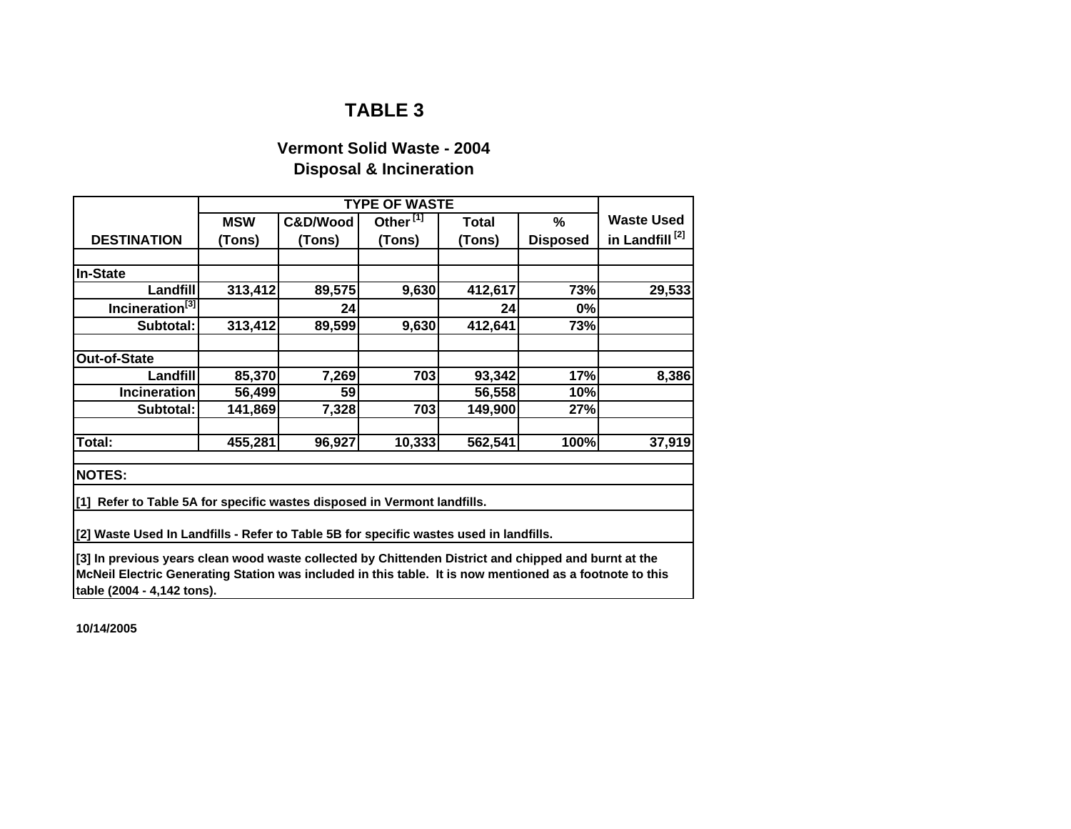# TABLE 3

## Vermont Solid Waste - 2004
## Disposal & Incineration

| DESTINATION | TYPE OF WASTE | | | | | Waste Used in Landfill [2] |
|---|---|---|---|---|---|---|
| | MSW (Tons) | C&D/Wood (Tons) | Other [1] (Tons) | Total (Tons) | % Disposed | |
| | | | | | | |
| **In-State** | | | | | | |
| Landfill | 313,412 | 89,575 | 9,630 | 412,617 | 73% | 29,533 |
| Incineration[3] | | 24 | | 24 | 0% | |
| Subtotal: | 313,412 | 89,599 | 9,630 | 412,641 | 73% | |
| | | | | | | |
| **Out-of-State** | | | | | | |
| Landfill | 85,370 | 7,269 | 703 | 93,342 | 17% | 8,386 |
| Incineration | 56,499 | 59 | | 56,558 | 10% | |
| Subtotal: | 141,869 | 7,328 | 703 | 149,900 | 27% | |
| | | | | | | |
| **Total:** | 455,281 | 96,927 | 10,333 | 562,541 | 100% | 37,919 |

**NOTES:**

[1] Refer to Table 5A for specific wastes disposed in Vermont landfills.

[2] Waste Used In Landfills - Refer to Table 5B for specific wastes used in landfills.

[3] In previous years clean wood waste collected by Chittenden District and chipped and burnt at the McNeil Electric Generating Station was included in this table. It is now mentioned as a footnote to this table (2004 - 4,142 tons).

10/14/2005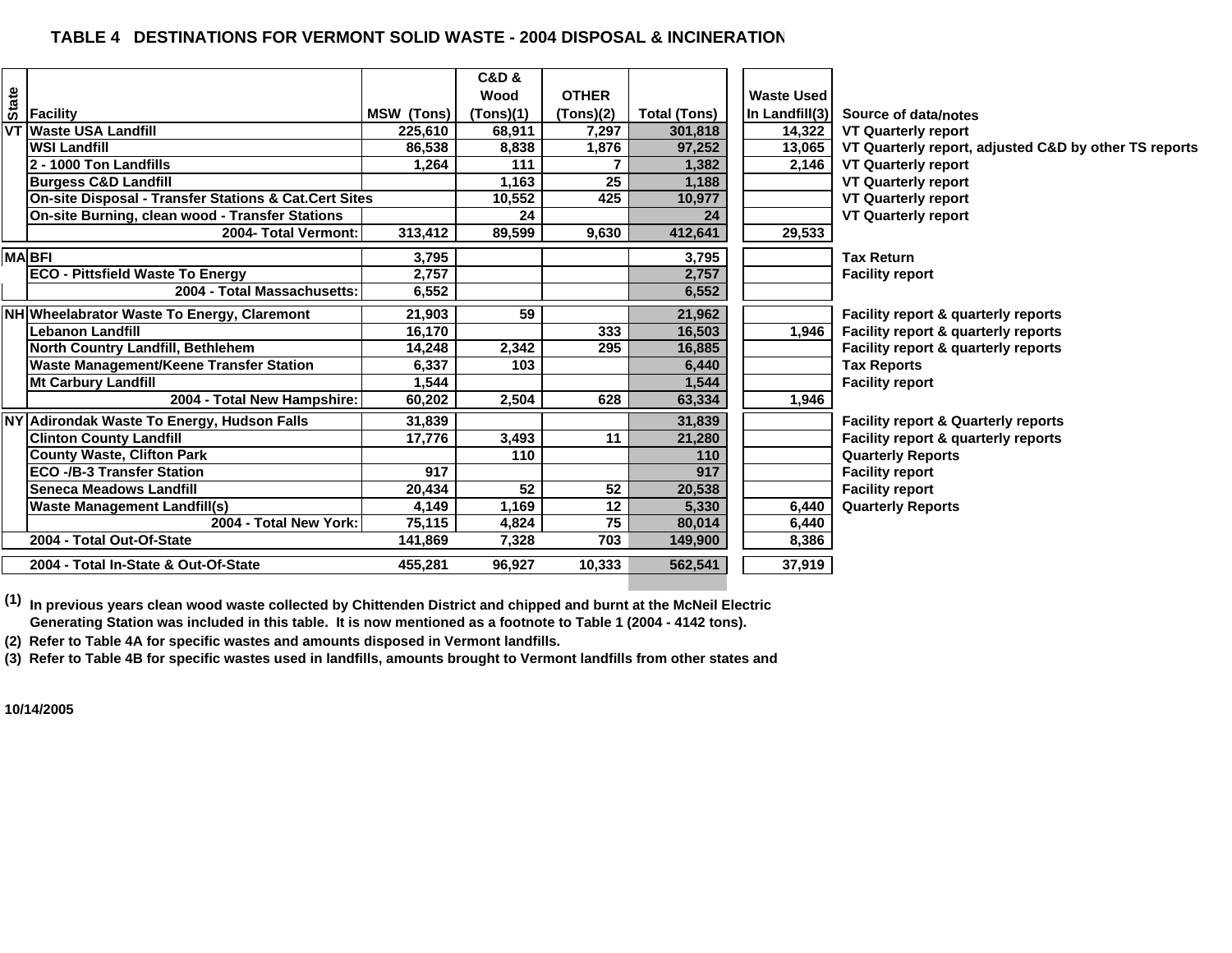## TABLE 4 DESTINATIONS FOR VERMONT SOLID WASTE - 2004 DISPOSAL & INCINERATION

| State | Facility | MSW (Tons) | C&D & Wood (Tons)(1) | OTHER (Tons)(2) | Total (Tons) | Waste Used In Landfill(3) | Source of data/notes |
|---|---|---|---|---|---|---|---|
| VT | Waste USA Landfill | 225,610 | 68,911 | 7,297 | 301,818 | 14,322 | VT Quarterly report |
| | WSI Landfill | 86,538 | 8,838 | 1,876 | 97,252 | 13,065 | VT Quarterly report, adjusted C&D by other TS reports |
| | 2 - 1000 Ton Landfills | 1,264 | 111 | 7 | 1,382 | 2,146 | VT Quarterly report |
| | Burgess C&D Landfill | | 1,163 | 25 | 1,188 | | VT Quarterly report |
| | On-site Disposal - Transfer Stations & Cat.Cert Sites | | 10,552 | 425 | 10,977 | | VT Quarterly report |
| | On-site Burning, clean wood - Transfer Stations | | 24 | | 24 | | VT Quarterly report |
| | 2004- Total Vermont: | 313,412 | 89,599 | 9,630 | 412,641 | 29,533 | |
| MA | BFI | 3,795 | | | 3,795 | | Tax Return |
| | ECO - Pittsfield Waste To Energy | 2,757 | | | 2,757 | | Facility report |
| | 2004 - Total Massachusetts: | 6,552 | | | 6,552 | | |
| NH | Wheelabrator Waste To Energy, Claremont | 21,903 | 59 | | 21,962 | | Facility report & quarterly reports |
| | Lebanon Landfill | 16,170 | | 333 | 16,503 | 1,946 | Facility report & quarterly reports |
| | North Country Landfill, Bethlehem | 14,248 | 2,342 | 295 | 16,885 | | Facility report & quarterly reports |
| | Waste Management/Keene Transfer Station | 6,337 | 103 | | 6,440 | | Tax Reports |
| | Mt Carbury Landfill | 1,544 | | | 1,544 | | Facility report |
| | 2004 - Total New Hampshire: | 60,202 | 2,504 | 628 | 63,334 | 1,946 | |
| NY | Adirondak Waste To Energy, Hudson Falls | 31,839 | | | 31,839 | | Facility report & Quarterly reports |
| | Clinton County Landfill | 17,776 | 3,493 | 11 | 21,280 | | Facility report & quarterly reports |
| | County Waste, Clifton Park | | 110 | | 110 | | Quarterly Reports |
| | ECO -/B-3 Transfer Station | 917 | | | 917 | | Facility report |
| | Seneca Meadows Landfill | 20,434 | 52 | 52 | 20,538 | | Facility report |
| | Waste Management Landfill(s) | 4,149 | 1,169 | 12 | 5,330 | 6,440 | Quarterly Reports |
| | 2004 - Total New York: | 75,115 | 4,824 | 75 | 80,014 | 6,440 | |
| | 2004 - Total Out-Of-State | 141,869 | 7,328 | 703 | 149,900 | 8,386 | |
| | 2004 - Total In-State & Out-Of-State | 455,281 | 96,927 | 10,333 | 562,541 | 37,919 | |

(1) In previous years clean wood waste collected by Chittenden District and chipped and burnt at the McNeil Electric Generating Station was included in this table. It is now mentioned as a footnote to Table 1 (2004 - 4142 tons).

(2) Refer to Table 4A for specific wastes and amounts disposed in Vermont landfills.

(3) Refer to Table 4B for specific wastes used in landfills, amounts brought to Vermont landfills from other states and

10/14/2005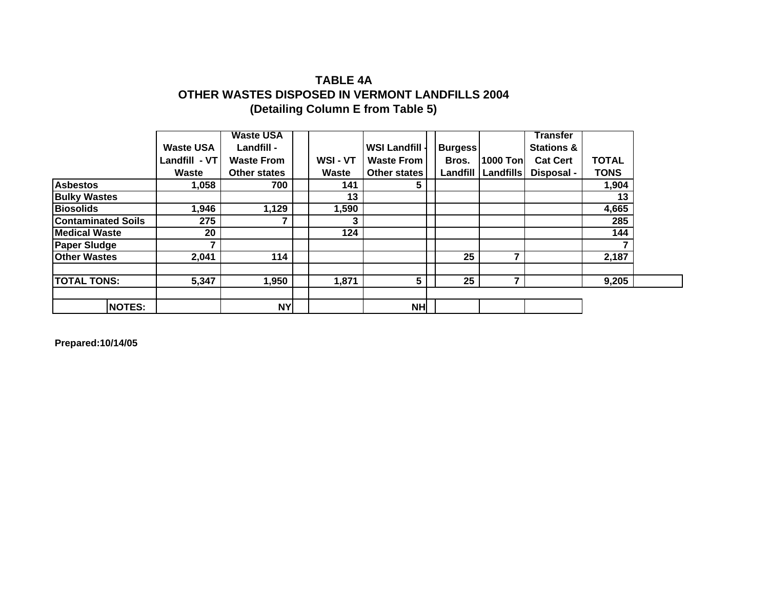# TABLE 4A
## OTHER WASTES DISPOSED IN VERMONT LANDFILLS 2004
### (Detailing Column E from Table 5)

| | Waste USA Landfill - VT Waste | Waste USA Landfill - Waste From Other states | | WSI - VT Waste | WSI Landfill - Waste From Other states | | Burgess Bros. Landfill | 1000 Ton Landfills | Transfer Stations & Cat Cert Disposal - | TOTAL TONS |
|---|---|---|---|---|---|---|---|---|---|---|
| Asbestos | 1,058 | 700 | | 141 | 5 | | | | | 1,904 |
| Bulky Wastes | | | | 13 | | | | | | 13 |
| Biosolids | 1,946 | 1,129 | | 1,590 | | | | | | 4,665 |
| Contaminated Soils | 275 | 7 | | 3 | | | | | | 285 |
| Medical Waste | 20 | | | 124 | | | | | | 144 |
| Paper Sludge | 7 | | | | | | | | | 7 |
| Other Wastes | 2,041 | 114 | | | | | 25 | 7 | | 2,187 |
| | | | | | | | | | | |
| TOTAL TONS: | 5,347 | 1,950 | | 1,871 | 5 | | 25 | 7 | | 9,205 |
| | | | | | | | | | | |
| NOTES: | | NY | | | NH | | | | | |

Prepared:10/14/05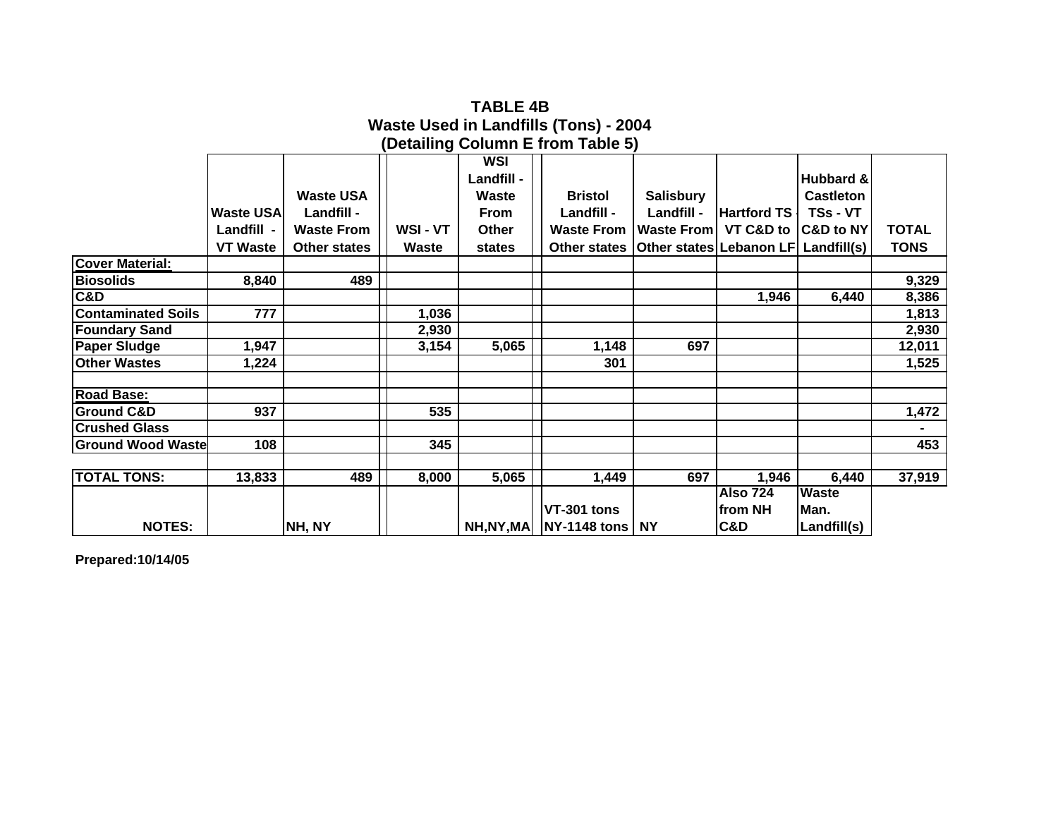# TABLE 4B
## Waste Used in Landfills (Tons) - 2004
### (Detailing Column E from Table 5)

| | Waste USA Landfill - VT Waste | Waste USA Landfill - Waste From Other states | WSI - VT Waste | WSI Landfill - Waste From Other states | Bristol Landfill - Waste From Other states | Salisbury Landfill - Waste From Other states | Hartford TS - VT C&D to Lebanon LF | Hubbard & Castleton TSs - VT C&D to NY Landfill(s) | TOTAL TONS |
|---|---|---|---|---|---|---|---|---|---|
| **Cover Material:** | | | | | | | | | |
| **Biosolids** | 8,840 | 489 | | | | | | | 9,329 |
| **C&D** | | | | | | | 1,946 | 6,440 | 8,386 |
| **Contaminated Soils** | 777 | | 1,036 | | | | | | 1,813 |
| **Foundary Sand** | | | 2,930 | | | | | | 2,930 |
| **Paper Sludge** | 1,947 | | 3,154 | 5,065 | 1,148 | 697 | | | 12,011 |
| **Other Wastes** | 1,224 | | | | 301 | | | | 1,525 |
| | | | | | | | | | |
| **Road Base:** | | | | | | | | | |
| **Ground C&D** | 937 | | 535 | | | | | | 1,472 |
| **Crushed Glass** | | | | | | | | | - |
| **Ground Wood Waste** | 108 | | 345 | | | | | | 453 |
| | | | | | | | | | |
| **TOTAL TONS:** | 13,833 | 489 | 8,000 | 5,065 | 1,449 | 697 | 1,946 | 6,440 | 37,919 |
| **NOTES:** | | NH, NY | | NH,NY,MA | VT-301 tons NY-1148 tons | NY | Also 724 from NH C&D | Waste Man. Landfill(s) | |

Prepared:10/14/05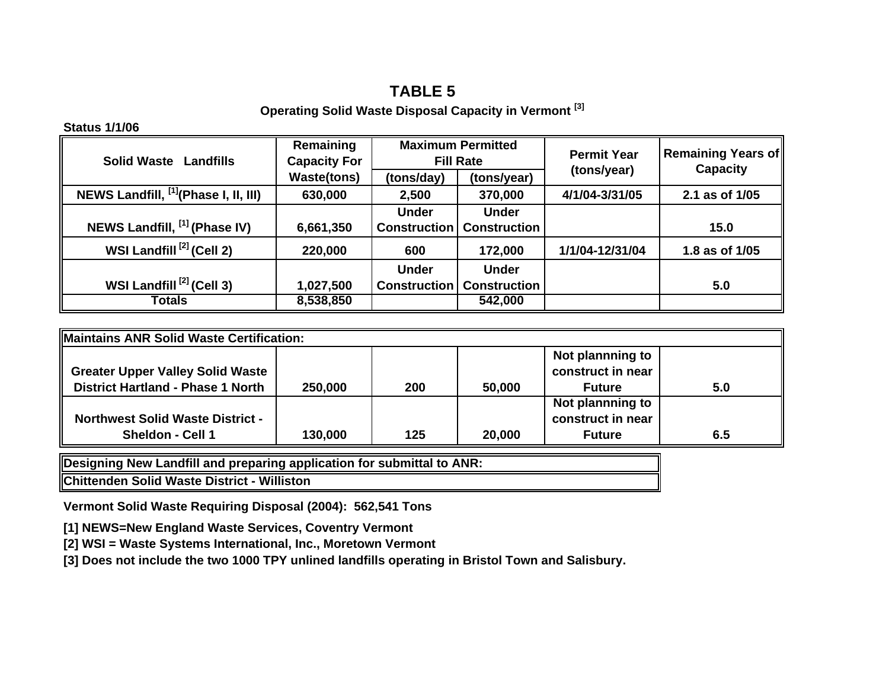# TABLE 5

### Operating Solid Waste Disposal Capacity in Vermont [3]

**Status 1/1/06**

| Solid Waste Landfills | Remaining Capacity For Waste(tons) | Maximum Permitted Fill Rate | | Permit Year (tons/year) | Remaining Years of Capacity |
|---|---|---|---|---|---|
| | | (tons/day) | (tons/year) | | |
| NEWS Landfill, [1](Phase I, II, III) | 630,000 | 2,500 | 370,000 | 4/1/04-3/31/05 | 2.1 as of 1/05 |
| NEWS Landfill, [1] (Phase IV) | 6,661,350 | Under Construction | Under Construction | | 15.0 |
| WSI Landfill [2] (Cell 2) | 220,000 | 600 | 172,000 | 1/1/04-12/31/04 | 1.8 as of 1/05 |
| WSI Landfill [2] (Cell 3) | 1,027,500 | Under Construction | Under Construction | | 5.0 |
| Totals | 8,538,850 | | 542,000 | | |

| Maintains ANR Solid Waste Certification: | | | | | |
|---|---|---|---|---|---|
| Greater Upper Valley Solid Waste District Hartland - Phase 1 North | 250,000 | 200 | 50,000 | Not plannning to construct in near Future | 5.0 |
| Northwest Solid Waste District - Sheldon - Cell 1 | 130,000 | 125 | 20,000 | Not plannning to construct in near Future | 6.5 |

| Designing New Landfill and preparing application for submittal to ANR: |
|---|
| Chittenden Solid Waste District - Williston |

**Vermont Solid Waste Requiring Disposal (2004): 562,541 Tons**

**[1] NEWS=New England Waste Services, Coventry Vermont**

**[2] WSI = Waste Systems International, Inc., Moretown Vermont**

**[3] Does not include the two 1000 TPY unlined landfills operating in Bristol Town and Salisbury.**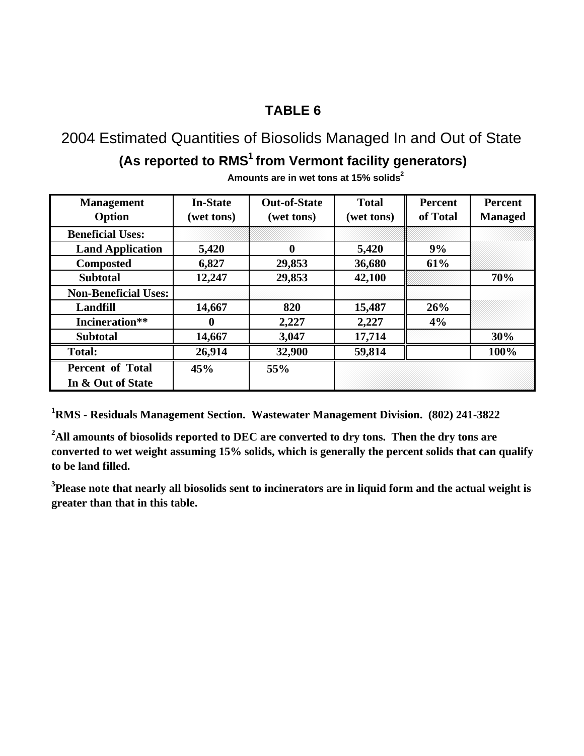# TABLE 6

## 2004 Estimated Quantities of Biosolids Managed In and Out of State

### (As reported to RMS[1] from Vermont facility generators)

**Amounts are in wet tons at 15% solids[2]**

| Management Option | In-State (wet tons) | Out-of-State (wet tons) | Total (wet tons) | Percent of Total | Percent Managed |
|---|---|---|---|---|---|
| **Beneficial Uses:** | | | | | |
| **Land Application** | **5,420** | **0** | **5,420** | **9%** | |
| **Composted** | **6,827** | **29,853** | **36,680** | **61%** | |
| **Subtotal** | **12,247** | **29,853** | **42,100** | | **70%** |
| **Non-Beneficial Uses:** | | | | | |
| **Landfill** | **14,667** | **820** | **15,487** | **26%** | |
| **Incineration**** | **0** | **2,227** | **2,227** | **4%** | |
| **Subtotal** | **14,667** | **3,047** | **17,714** | | **30%** |
| **Total:** | **26,914** | **32,900** | **59,814** | | **100%** |
| **Percent of Total In & Out of State** | **45%** | **55%** | | | |

[1]**RMS - Residuals Management Section. Wastewater Management Division. (802) 241-3822**

[2]**All amounts of biosolids reported to DEC are converted to dry tons. Then the dry tons are converted to wet weight assuming 15% solids, which is generally the percent solids that can qualify to be land filled.**

[3]**Please note that nearly all biosolids sent to incinerators are in liquid form and the actual weight is greater than that in this table.**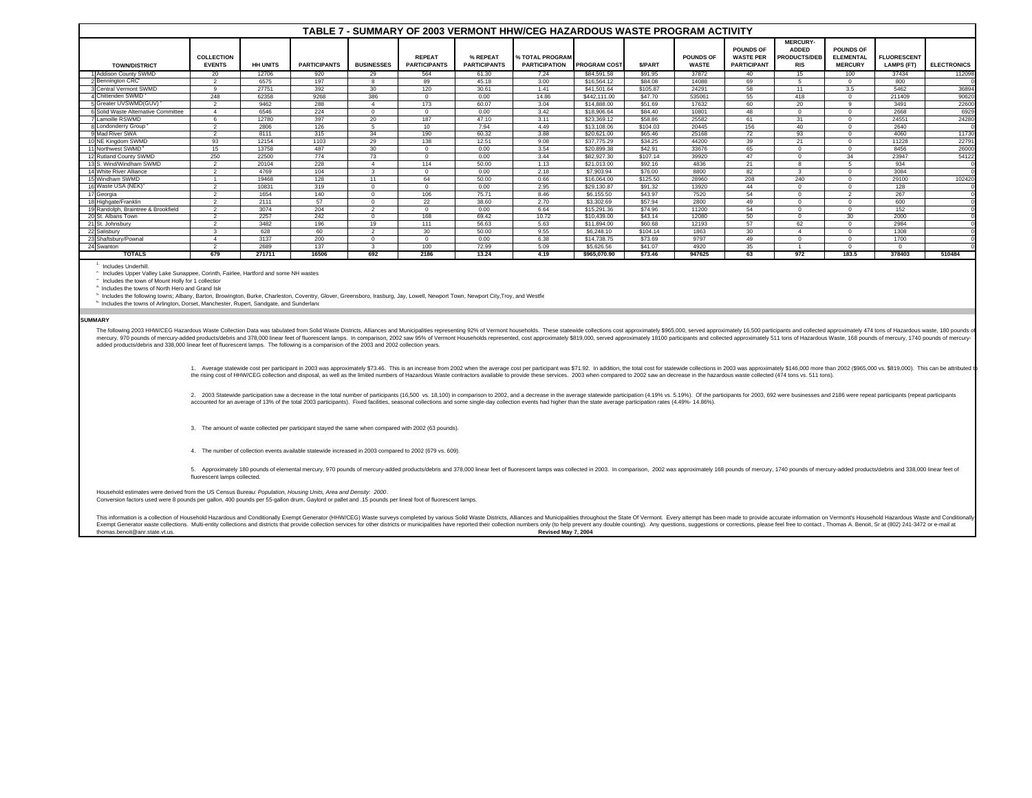# TABLE 7 - SUMMARY OF 2003 VERMONT HHW/CEG HAZARDOUS WASTE PROGRAM ACTIVITY

| | TOWN/DISTRICT | COLLECTION EVENTS | HH UNITS | PARTICIPANTS | BUSINESSES | REPEAT PARTICIPANTS | % REPEAT PARTICIPANTS | % TOTAL PROGRAM PARTICIPATION | PROGRAM COST | $/PART | POUNDS OF WASTE | POUNDS OF WASTE PER PARTICIPANT | MERCURY-ADDED PRODUCTS/DEBRIS | POUNDS OF ELEMENTAL MERCURY | FLUORESCENT LAMPS (FT) | ELECTRONICS |
|---|---|---|---|---|---|---|---|---|---|---|---|---|---|---|---|---|
| 1 | Addison County SWMD | 20 | 12706 | 920 | 29 | 564 | 61.30 | 7.24 | $84,591.58 | $91.95 | 37872 | 40 | 15 | 100 | 37434 | 112098 |
| 2 | Bennington CRC[1] | 2 | 6575 | 197 | 8 | 89 | 45.18 | 3.00 | $16,564.12 | $84.08 | 14088 | 69 | 5 | 0 | 800 | 0 |
| 3 | Central Vermont SWMD | 9 | 27751 | 392 | 30 | 120 | 30.61 | 1.41 | $41,501.64 | $105.87 | 24291 | 58 | 11 | 3.5 | 5462 | 36894 |
| 4 | Chittenden SWMD[4] | 248 | 62358 | 9268 | 386 | 0 | 0.00 | 14.86 | $442,111.00 | $47.70 | 535061 | 55 | 418 | 0 | 211409 | 90620 |
| 5 | Greater UVSWMD(GUV)[2] | 2 | 9462 | 288 | 4 | 173 | 60.07 | 3.04 | $14,888.00 | $51.69 | 17632 | 60 | 20 | 9 | 3491 | 22600 |
| 6 | Solid Waste Alternative Committee | 4 | 6546 | 224 | 0 | 0 | 0.00 | 3.42 | $18,906.64 | $84.40 | 10801 | 48 | 0 | 0 | 2668 | 6929 |
| 7 | Lamoille RSWMD | 6 | 12780 | 397 | 20 | 187 | 47.10 | 3.11 | $23,369.12 | $58.86 | 25582 | 61 | 31 | 0 | 24551 | 24280 |
| 8 | Londonderry Group[3] | 2 | 2806 | 126 | 5 | 10 | 7.94 | 4.49 | $13,108.06 | $104.03 | 20445 | 156 | 40 | 0 | 2640 | 0 |
| 9 | Mad River SWA | 2 | 8111 | 315 | 34 | 190 | 60.32 | 3.88 | $20,621.00 | $65.46 | 25168 | 72 | 93 | 0 | 4060 | 11730 |
| 10 | NE Kingdom SWMD | 93 | 12154 | 1103 | 29 | 138 | 12.51 | 9.08 | $37,775.29 | $34.25 | 44200 | 39 | 21 | 0 | 11228 | 22791 |
| 11 | Northwest SWMD[4] | 15 | 13758 | 487 | 30 | 0 | 0.00 | 3.54 | $20,899.38 | $42.91 | 33676 | 65 | 0 | 0 | 8456 | 26000 |
| 12 | Rutland County SWMD | 250 | 22500 | 774 | 73 | 0 | 0.00 | 3.44 | $82,927.30 | $107.14 | 39920 | 47 | 0 | 34 | 23947 | 54122 |
| 13 | S. Wind/Windham SWMD | 2 | 20104 | 228 | 4 | 114 | 50.00 | 1.13 | $21,013.00 | $92.16 | 4836 | 21 | 8 | 5 | 934 | 0 |
| 14 | White River Alliance | 2 | 4769 | 104 | 3 | 0 | 0.00 | 2.18 | $7,903.94 | $76.00 | 8800 | 82 | 3 | 0 | 3084 | 0 |
| 15 | Windham SWMD | 1 | 19468 | 128 | 11 | 64 | 50.00 | 0.66 | $16,064.00 | $125.50 | 28960 | 208 | 240 | 0 | 29100 | 102420 |
| 16 | Waste USA (NEK)[5] | 2 | 10831 | 319 | 0 | 0 | 0.00 | 2.95 | $29,130.87 | $91.32 | 13920 | 44 | 0 | 0 | 128 | 0 |
| 17 | Georgia | 2 | 1654 | 140 | 0 | 106 | 75.71 | 8.46 | $6,155.50 | $43.97 | 7520 | 54 | 0 | 2 | 267 | 0 |
| 18 | Highgate/Franklin | 2 | 2111 | 57 | 0 | 22 | 38.60 | 2.70 | $3,302.69 | $57.94 | 2800 | 49 | 0 | 0 | 600 | 0 |
| 19 | Randolph, Braintree & Brookfield | 2 | 3074 | 204 | 2 | 0 | 0.00 | 6.64 | $15,291.36 | $74.96 | 11200 | 54 | 0 | 0 | 152 | 0 |
| 20 | St. Albans Town | 2 | 2257 | 242 | 0 | 168 | 69.42 | 10.72 | $10,439.00 | $43.14 | 12080 | 50 | 0 | 30 | 2000 | 0 |
| 21 | St. Johnsbury | 2 | 3482 | 196 | 19 | 111 | 56.63 | 5.63 | $11,894.00 | $60.68 | 12193 | 57 | 62 | 0 | 2984 | 0 |
| 22 | Salisbury | 3 | 628 | 60 | 2 | 30 | 50.00 | 9.55 | $6,248.10 | $104.14 | 1863 | 30 | 4 | 0 | 1308 | 0 |
| 23 | Shaftsbury/Pownal | 4 | 3137 | 200 | 0 | 0 | 0.00 | 6.38 | $14,738.75 | $73.69 | 9797 | 49 | 0 | 0 | 1700 | 0 |
| 24 | Swanton | 2 | 2689 | 137 | 3 | 100 | 72.99 | 5.09 | $5,626.56 | $41.07 | 4920 | 35 | 1 | 0 | 0 | 0 |
| | **TOTALS** | **679** | **271711** | **16506** | **692** | **2186** | **13.24** | **4.19** | **$965,070.90** | **$73.46** | **947625** | **63** | **972** | **183.5** | **378403** | **510484** |

[1] Includes Underhill.
[2] Includes Upper Valley Lake Sunappee, Corinth, Fairlee, Hartford and some NH wastes
[3] Includes the town of Mount Holly for 1 collectior
[4] Includes the towns of North Hero and Grand Isle
[5] Includes the following towns; Albany, Barton, Browington, Burke, Charleston, Coventry, Glover, Greensboro, Irasburg, Jay, Lowell, Newport Town, Newport City,Troy, and Westfie
[6] Includes the towns of Arlington, Dorset, Manchester, Rupert, Sandgate, and Sunderland

**SUMMARY**

The following 2003 HHW/CEG Hazardous Waste Collection Data was tabulated from Solid Waste Districts, Alliances and Municipalities representing 92% of Vermont households. These statewide collections cost approximately $965,000, served approximately 16,500 participants and collected approximately 474 tons of Hazardous waste, 180 pounds of mercury, 970 pounds of mercury-added products/debris and 378,000 linear feet of fluorescent lamps. In comparison, 2002 saw 95% of Vermont Households represented, cost approximately $819,000, served approximately 18100 participants and collected approximately 511 tons of Hazardous Waste, 168 pounds of mercury, 1740 pounds of mercury-added products/debris and 338,000 linear feet of fluorescent lamps. The following is a comparision of the 2003 and 2002 collection years.

1. Average statewide cost per participant in 2003 was approximately $73.46. This is an increase from 2002 when the average cost per participant was $71.92. In addition, the total cost for statewide collections in 2003 was approximately $146,000 more than 2002 ($965,000 vs. $819,000). This can be attributed to the rising cost of HHW/CEG collection and disposal, as well as the limited numbers of Hazardous Waste contractors available to provide these services. 2003 when compared to 2002 saw an decrease in the hazardous waste collected (474 tons vs. 511 tons).

2. 2003 Statewide participation saw a decrease in the total number of participants (16,500 vs. 18,100) in comparison to 2002, and a decrease in the average statewide participation (4.19% vs. 5.19%). Of the participants for 2003, 692 were businesses and 2186 were repeat participants (repeat participants accounted for an average of 13% of the total 2003 participants). Fixed facilities, seasonal collections and some single-day collection events had higher than the state average participation rates (4.49%- 14.86%).

3. The amount of waste collected per participant stayed the same when compared with 2002 (63 pounds).

4. The number of collection events available statewide increased in 2003 compared to 2002 (679 vs. 609).

5. Approximately 180 pounds of elemental mercury, 970 pounds of mercury-added products/debris and 378,000 linear feet of fluorescent lamps was collected in 2003. In comparison, 2002 was approximately 168 pounds of mercury, 1740 pounds of mercury-added products/debris and 338,000 linear feet of fluorescent lamps collected.

Household estimates were derived from the US Census Bureau: *Population, Housing Units, Area and Density: 2000*.
Conversion factors used were 8 pounds per gallon, 400 pounds per 55-gallon drum, Gaylord or pallet and .15 pounds per lineal foot of fluorescent lamps.

This information is a collection of Household Hazardous and Conditionally Exempt Generator (HHW/CEG) Waste surveys completed by various Solid Waste Districts, Alliances and Municipalities throughout the State Of Vermont. Every attempt has been made to provide accurate information on Vermont's Household Hazardous Waste and Conditionally Exempt Generator waste collections. Multi-entity collections and districts that provide collection services for other districts or municipalities have reported their collection numbers only (to help prevent any double counting). Any questions, suggestions or corrections, please feel free to contact , Thomas A. Benoit, Sr at (802) 241-3472 or e-mail at thomas.benoit@anr.state.vt.us.

**Revised May 7, 2004**